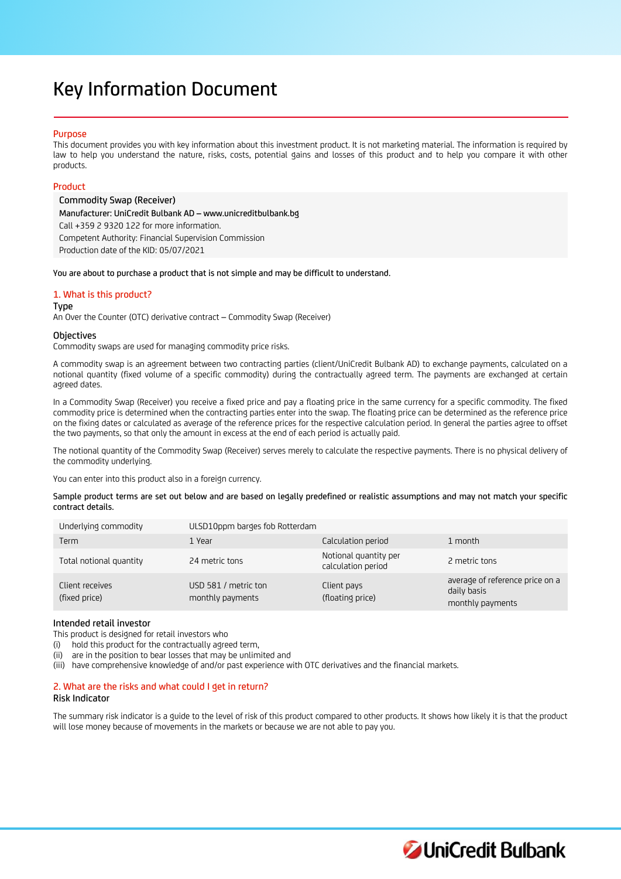# Key Information Document

## Purpose

This document provides you with key information about this investment product. It is not marketing material. The information is required by law to help you understand the nature, risks, costs, potential gains and losses of this product and to help you compare it with other products.

## Product

Commodity Swap (Receiver)
Manufacturer: UniCredit Bulbank AD – www.unicreditbulbank.bg
Call +359 2 9320 122 for more information.
Competent Authority: Financial Supervision Commission
Production date of the KID: 05/07/2021

You are about to purchase a product that is not simple and may be difficult to understand.

## 1. What is this product?

### Type

An Over the Counter (OTC) derivative contract – Commodity Swap (Receiver)

### Objectives

Commodity swaps are used for managing commodity price risks.

A commodity swap is an agreement between two contracting parties (client/UniCredit Bulbank AD) to exchange payments, calculated on a notional quantity (fixed volume of a specific commodity) during the contractually agreed term. The payments are exchanged at certain agreed dates.

In a Commodity Swap (Receiver) you receive a fixed price and pay a floating price in the same currency for a specific commodity. The fixed commodity price is determined when the contracting parties enter into the swap. The floating price can be determined as the reference price on the fixing dates or calculated as average of the reference prices for the respective calculation period. In general the parties agree to offset the two payments, so that only the amount in excess at the end of each period is actually paid.

The notional quantity of the Commodity Swap (Receiver) serves merely to calculate the respective payments. There is no physical delivery of the commodity underlying.

You can enter into this product also in a foreign currency.

Sample product terms are set out below and are based on legally predefined or realistic assumptions and may not match your specific contract details.

| Underlying commodity | ULSD10ppm barges fob Rotterdam | | |
|---|---|---|---|
| Term | 1 Year | Calculation period | 1 month |
| Total notional quantity | 24 metric tons | Notional quantity per calculation period | 2 metric tons |
| Client receives (fixed price) | USD 581 / metric ton monthly payments | Client pays (floating price) | average of reference price on a daily basis monthly payments |

### Intended retail investor

This product is designed for retail investors who

(i) hold this product for the contractually agreed term,
(ii) are in the position to bear losses that may be unlimited and
(iii) have comprehensive knowledge of and/or past experience with OTC derivatives and the financial markets.

## 2. What are the risks and what could I get in return?

### Risk Indicator

The summary risk indicator is a guide to the level of risk of this product compared to other products. It shows how likely it is that the product will lose money because of movements in the markets or because we are not able to pay you.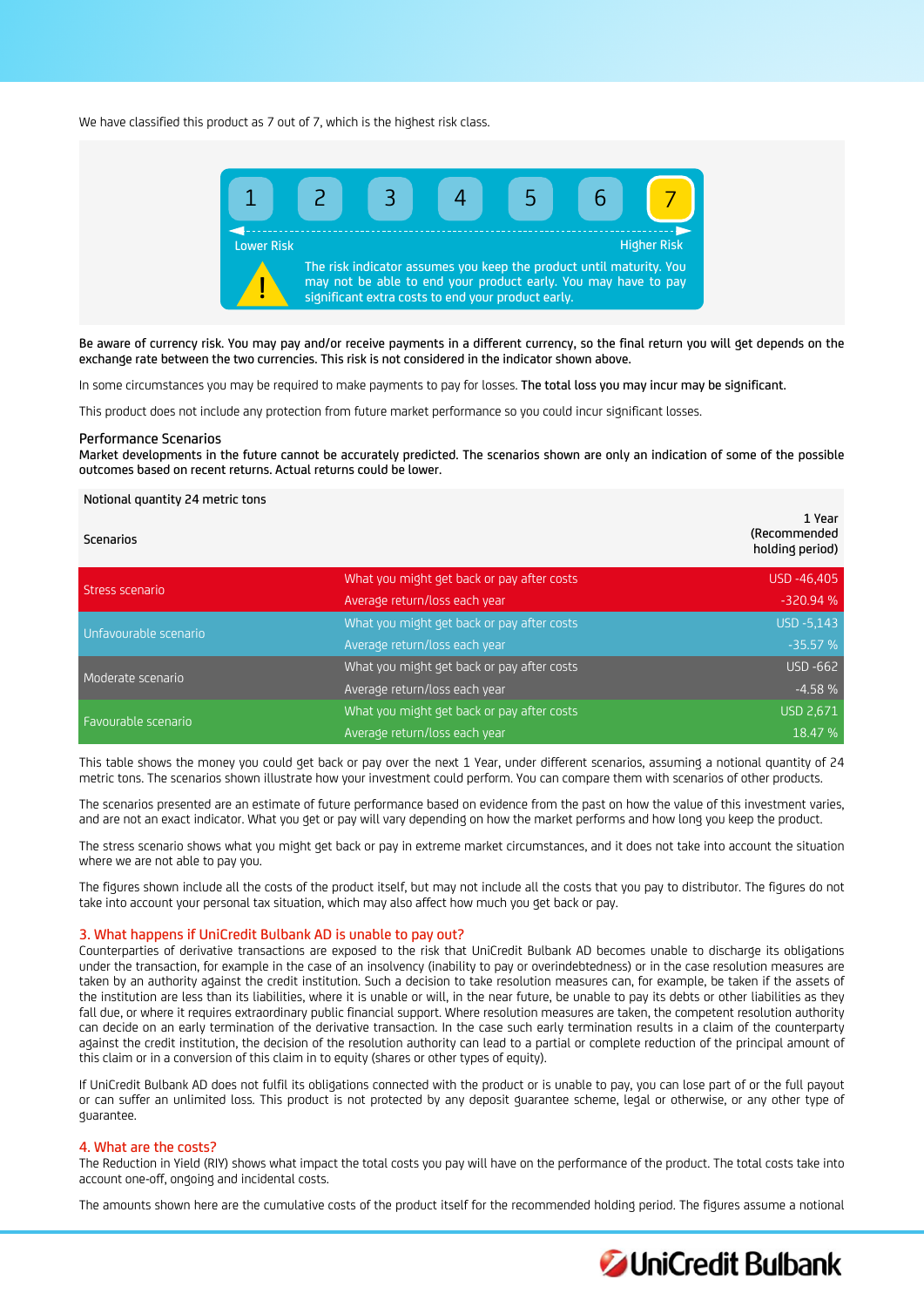We have classified this product as 7 out of 7, which is the highest risk class.

| 1 | 2 | 3 | 4 | 5 | 6 | **7** |
|---|---|---|---|---|---|---|

Lower Risk — Higher Risk

The risk indicator assumes you keep the product until maturity. You may not be able to end your product early. You may have to pay significant extra costs to end your product early.

Be aware of currency risk. You may pay and/or receive payments in a different currency, so the final return you will get depends on the exchange rate between the two currencies. This risk is not considered in the indicator shown above.

In some circumstances you may be required to make payments to pay for losses. The total loss you may incur may be significant.

This product does not include any protection from future market performance so you could incur significant losses.

Performance Scenarios

Market developments in the future cannot be accurately predicted. The scenarios shown are only an indication of some of the possible outcomes based on recent returns. Actual returns could be lower.

Notional quantity 24 metric tons

| Scenarios | | 1 Year (Recommended holding period) |
|---|---|---|
| Stress scenario | What you might get back or pay after costs | USD -46,405 |
| | Average return/loss each year | -320.94 % |
| Unfavourable scenario | What you might get back or pay after costs | USD -5,143 |
| | Average return/loss each year | -35.57 % |
| Moderate scenario | What you might get back or pay after costs | USD -662 |
| | Average return/loss each year | -4.58 % |
| Favourable scenario | What you might get back or pay after costs | USD 2,671 |
| | Average return/loss each year | 18.47 % |

This table shows the money you could get back or pay over the next 1 Year, under different scenarios, assuming a notional quantity of 24 metric tons. The scenarios shown illustrate how your investment could perform. You can compare them with scenarios of other products.

The scenarios presented are an estimate of future performance based on evidence from the past on how the value of this investment varies, and are not an exact indicator. What you get or pay will vary depending on how the market performs and how long you keep the product.

The stress scenario shows what you might get back or pay in extreme market circumstances, and it does not take into account the situation where we are not able to pay you.

The figures shown include all the costs of the product itself, but may not include all the costs that you pay to distributor. The figures do not take into account your personal tax situation, which may also affect how much you get back or pay.

## 3. What happens if UniCredit Bulbank AD is unable to pay out?

Counterparties of derivative transactions are exposed to the risk that UniCredit Bulbank AD becomes unable to discharge its obligations under the transaction, for example in the case of an insolvency (inability to pay or overindebtedness) or in the case resolution measures are taken by an authority against the credit institution. Such a decision to take resolution measures can, for example, be taken if the assets of the institution are less than its liabilities, where it is unable or will, in the near future, be unable to pay its debts or other liabilities as they fall due, or where it requires extraordinary public financial support. Where resolution measures are taken, the competent resolution authority can decide on an early termination of the derivative transaction. In the case such early termination results in a claim of the counterparty against the credit institution, the decision of the resolution authority can lead to a partial or complete reduction of the principal amount of this claim or in a conversion of this claim in to equity (shares or other types of equity).

If UniCredit Bulbank AD does not fulfil its obligations connected with the product or is unable to pay, you can lose part of or the full payout or can suffer an unlimited loss. This product is not protected by any deposit guarantee scheme, legal or otherwise, or any other type of guarantee.

## 4. What are the costs?

The Reduction in Yield (RIY) shows what impact the total costs you pay will have on the performance of the product. The total costs take into account one-off, ongoing and incidental costs.

The amounts shown here are the cumulative costs of the product itself for the recommended holding period. The figures assume a notional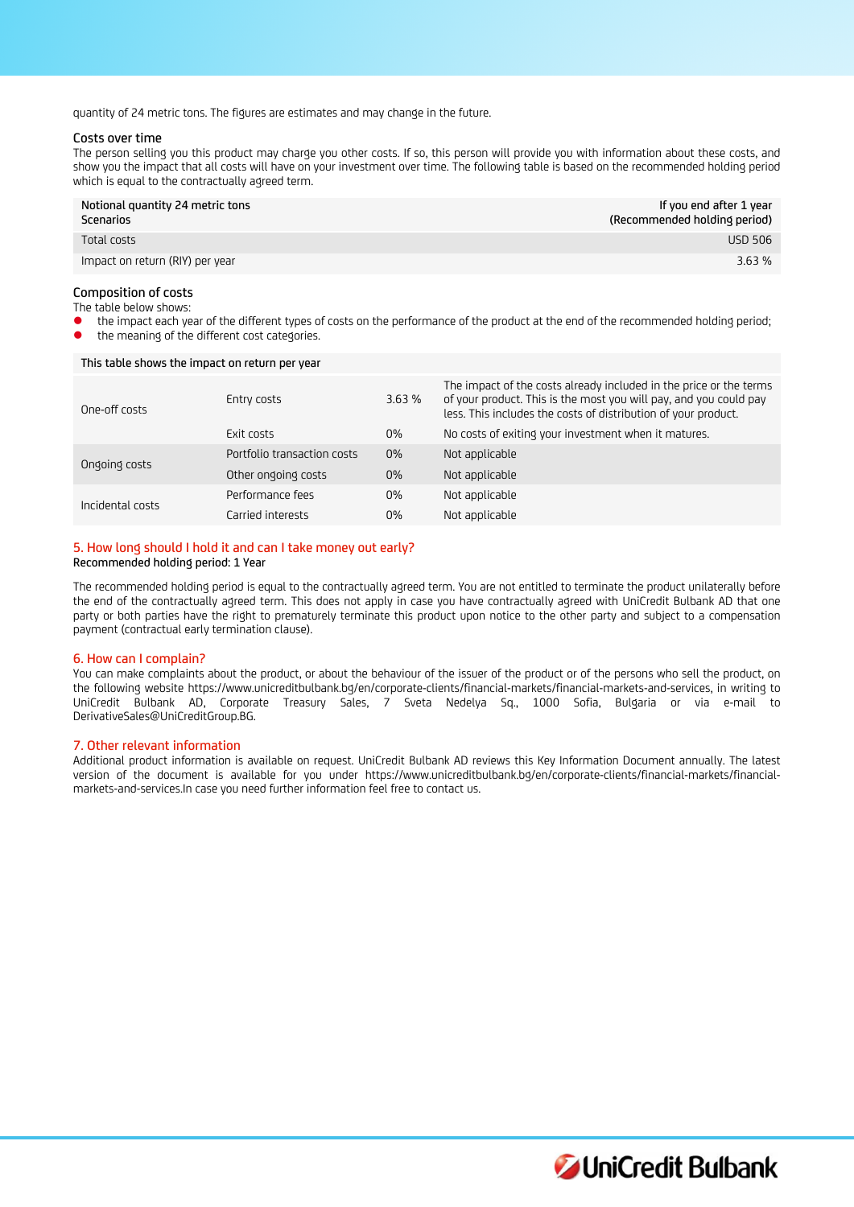quantity of 24 metric tons. The figures are estimates and may change in the future.

### Costs over time

The person selling you this product may charge you other costs. If so, this person will provide you with information about these costs, and show you the impact that all costs will have on your investment over time. The following table is based on the recommended holding period which is equal to the contractually agreed term.

| Notional quantity 24 metric tons<br>Scenarios | If you end after 1 year<br>(Recommended holding period) |
|---|---|
| Total costs | USD 506 |
| Impact on return (RIY) per year | 3.63 % |

### Composition of costs

The table below shows:

- the impact each year of the different types of costs on the performance of the product at the end of the recommended holding period;
- the meaning of the different cost categories.

| This table shows the impact on return per year | | | |
|---|---|---|---|
| One-off costs | Entry costs | 3.63 % | The impact of the costs already included in the price or the terms of your product. This is the most you will pay, and you could pay less. This includes the costs of distribution of your product. |
| | Exit costs | 0% | No costs of exiting your investment when it matures. |
| Ongoing costs | Portfolio transaction costs | 0% | Not applicable |
| | Other ongoing costs | 0% | Not applicable |
| Incidental costs | Performance fees | 0% | Not applicable |
| | Carried interests | 0% | Not applicable |

## 5. How long should I hold it and can I take money out early?

**Recommended holding period: 1 Year**

The recommended holding period is equal to the contractually agreed term. You are not entitled to terminate the product unilaterally before the end of the contractually agreed term. This does not apply in case you have contractually agreed with UniCredit Bulbank AD that one party or both parties have the right to prematurely terminate this product upon notice to the other party and subject to a compensation payment (contractual early termination clause).

## 6. How can I complain?

You can make complaints about the product, or about the behaviour of the issuer of the product or of the persons who sell the product, on the following website https://www.unicreditbulbank.bg/en/corporate-clients/financial-markets/financial-markets-and-services, in writing to UniCredit Bulbank AD, Corporate Treasury Sales, 7 Sveta Nedelya Sq., 1000 Sofia, Bulgaria or via e-mail to DerivativeSales@UniCreditGroup.BG.

## 7. Other relevant information

Additional product information is available on request. UniCredit Bulbank AD reviews this Key Information Document annually. The latest version of the document is available for you under https://www.unicreditbulbank.bg/en/corporate-clients/financial-markets/financial-markets-and-services.In case you need further information feel free to contact us.